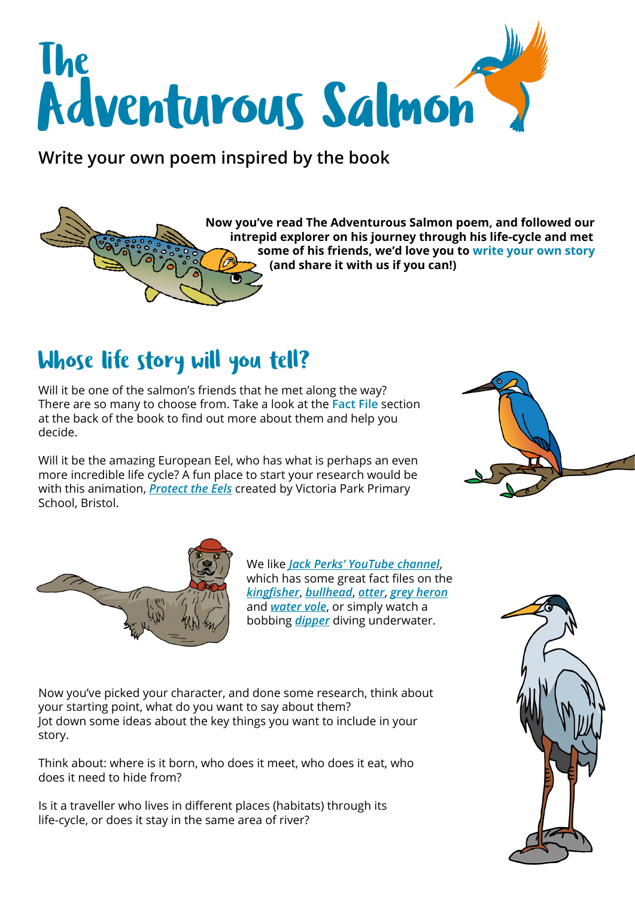# The Adventurous Salmon

**Write your own poem inspired by the book**

**Now you've read The Adventurous Salmon poem, and followed our intrepid explorer on his journey through his life-cycle and met some of his friends, we'd love you to write your own story (and share it with us if you can!)**

## Whose life story will you tell?

Will it be one of the salmon's friends that he met along the way? There are so many to choose from. Take a look at the Fact File section at the back of the book to find out more about them and help you decide.

Will it be the amazing European Eel, who has what is perhaps an even more incredible life cycle? A fun place to start your research would be with this animation, ***Protect the Eels*** created by Victoria Park Primary School, Bristol.

We like ***Jack Perks' YouTube channel***, which has some great fact files on the ***kingfisher***, ***bullhead***, ***otter***, ***grey heron*** and ***water vole***, or simply watch a bobbing ***dipper*** diving underwater.

Now you've picked your character, and done some research, think about your starting point, what do you want to say about them?
Jot down some ideas about the key things you want to include in your story.

Think about: where is it born, who does it meet, who does it eat, who does it need to hide from?

Is it a traveller who lives in different places (habitats) through its life-cycle, or does it stay in the same area of river?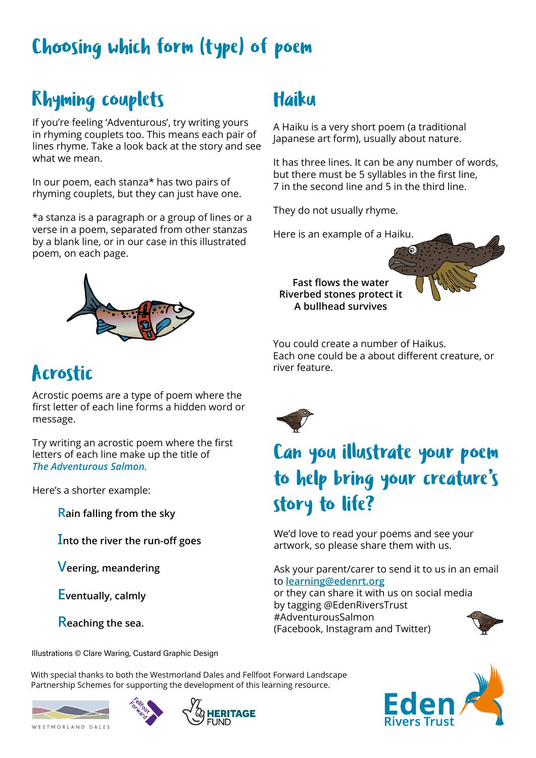# Choosing which form (type) of poem

## Rhyming couplets

If you're feeling 'Adventurous', try writing yours in rhyming couplets too. This means each pair of lines rhyme. Take a look back at the story and see what we mean.

In our poem, each stanza* has two pairs of rhyming couplets, but they can just have one.

*a stanza is a paragraph or a group of lines or a verse in a poem, separated from other stanzas by a blank line, or in our case in this illustrated poem, on each page.

## Acrostic

Acrostic poems are a type of poem where the first letter of each line forms a hidden word or message.

Try writing an acrostic poem where the first letters of each line make up the title of *The Adventurous Salmon.*

Here's a shorter example:

**Rain falling from the sky**

**Into the river the run-off goes**

**Veering, meandering**

**Eventually, calmly**

**Reaching the sea.**

## Haiku

A Haiku is a very short poem (a traditional Japanese art form), usually about nature.

It has three lines. It can be any number of words, but there must be 5 syllables in the first line, 7 in the second line and 5 in the third line.

They do not usually rhyme.

Here is an example of a Haiku.

**Fast flows the water**
**Riverbed stones protect it**
**A bullhead survives**

You could create a number of Haikus. Each one could be a about different creature, or river feature.

## Can you illustrate your poem to help bring your creature's story to life?

We'd love to read your poems and see your artwork, so please share them with us.

Ask your parent/carer to send it to us in an email to learning@edenrt.org
or they can share it with us on social media by tagging @EdenRiversTrust #AdventurousSalmon
(Facebook, Instagram and Twitter)

Illustrations © Clare Waring, Custard Graphic Design

With special thanks to both the Westmorland Dales and Fellfoot Forward Landscape Partnership Schemes for supporting the development of this learning resource.

WESTMORLAND DALES

Fellfoot Forward

HERITAGE FUND

Eden Rivers Trust